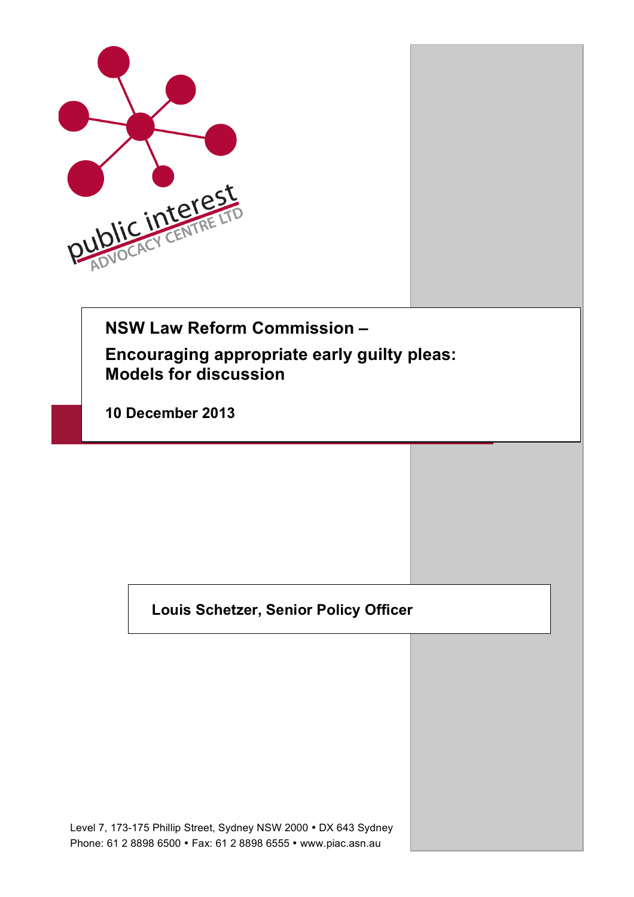public interest ADVOCACY CENTRE LTD

# NSW Law Reform Commission –

# Encouraging appropriate early guilty pleas: Models for discussion

**10 December 2013**

**Louis Schetzer, Senior Policy Officer**

Level 7, 173-175 Phillip Street, Sydney NSW 2000 • DX 643 Sydney
Phone: 61 2 8898 6500 • Fax: 61 2 8898 6555 • www.piac.asn.au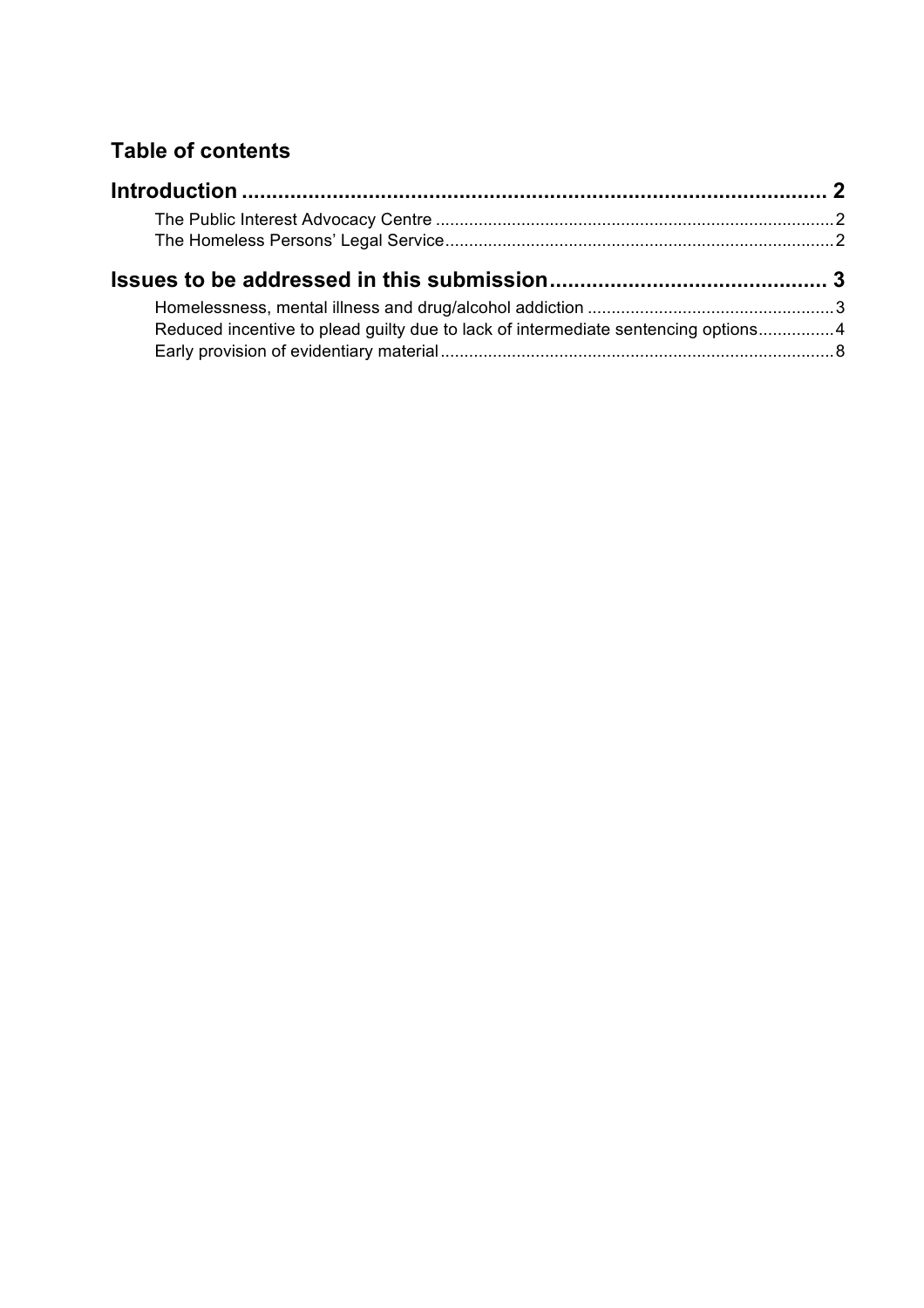## Table of contents

**Introduction** ............................................................................................ 2

The Public Interest Advocacy Centre .................................................................................... 2

The Homeless Persons' Legal Service ................................................................................... 2

**Issues to be addressed in this submission** ............................................. 3

Homelessness, mental illness and drug/alcohol addiction .................................................... 3

Reduced incentive to plead guilty due to lack of intermediate sentencing options ................ 4

Early provision of evidentiary material .................................................................................. 8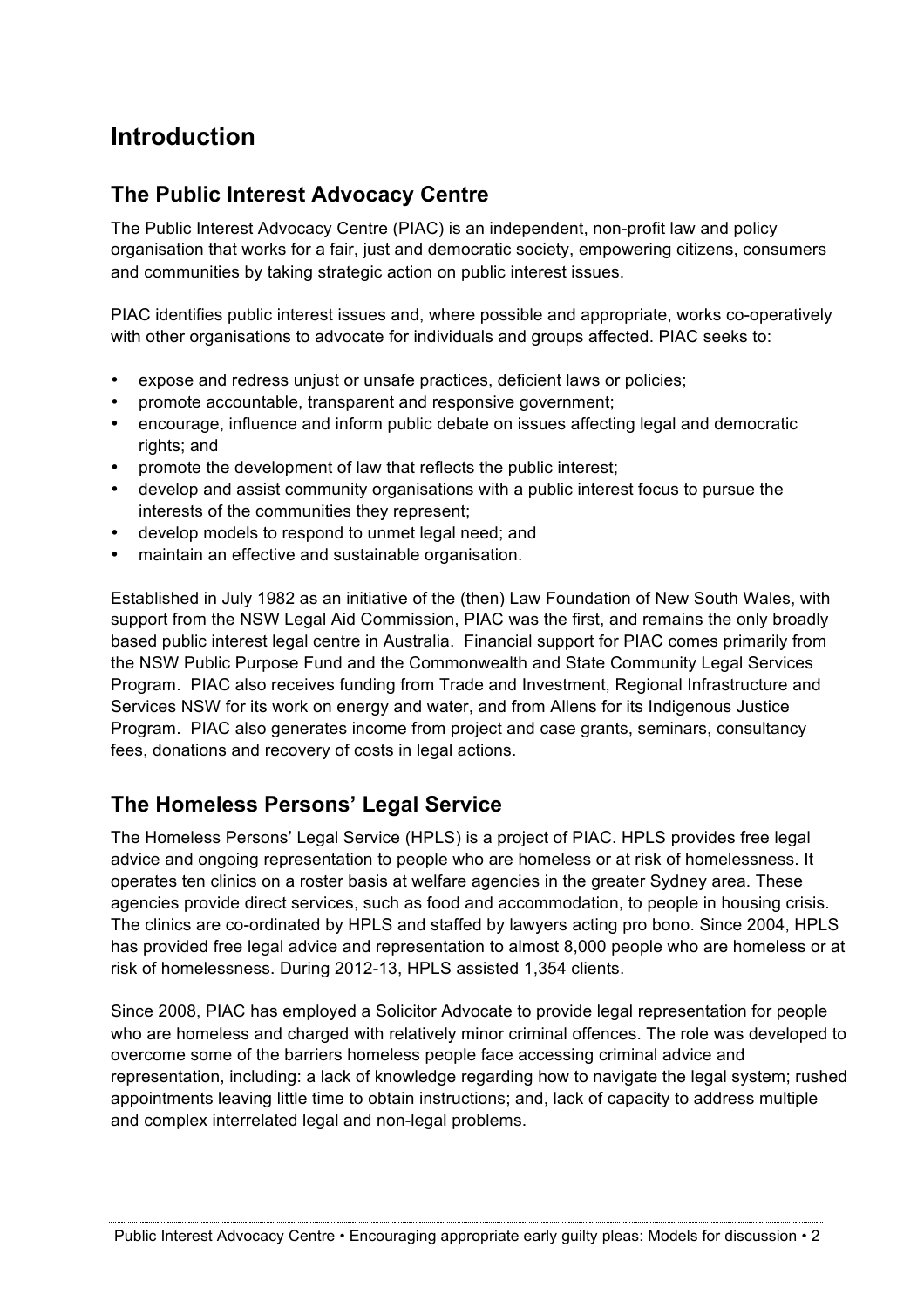# Introduction

## The Public Interest Advocacy Centre

The Public Interest Advocacy Centre (PIAC) is an independent, non-profit law and policy organisation that works for a fair, just and democratic society, empowering citizens, consumers and communities by taking strategic action on public interest issues.

PIAC identifies public interest issues and, where possible and appropriate, works co-operatively with other organisations to advocate for individuals and groups affected. PIAC seeks to:

- expose and redress unjust or unsafe practices, deficient laws or policies;
- promote accountable, transparent and responsive government;
- encourage, influence and inform public debate on issues affecting legal and democratic rights; and
- promote the development of law that reflects the public interest;
- develop and assist community organisations with a public interest focus to pursue the interests of the communities they represent;
- develop models to respond to unmet legal need; and
- maintain an effective and sustainable organisation.

Established in July 1982 as an initiative of the (then) Law Foundation of New South Wales, with support from the NSW Legal Aid Commission, PIAC was the first, and remains the only broadly based public interest legal centre in Australia. Financial support for PIAC comes primarily from the NSW Public Purpose Fund and the Commonwealth and State Community Legal Services Program. PIAC also receives funding from Trade and Investment, Regional Infrastructure and Services NSW for its work on energy and water, and from Allens for its Indigenous Justice Program. PIAC also generates income from project and case grants, seminars, consultancy fees, donations and recovery of costs in legal actions.

## The Homeless Persons' Legal Service

The Homeless Persons' Legal Service (HPLS) is a project of PIAC. HPLS provides free legal advice and ongoing representation to people who are homeless or at risk of homelessness. It operates ten clinics on a roster basis at welfare agencies in the greater Sydney area. These agencies provide direct services, such as food and accommodation, to people in housing crisis. The clinics are co-ordinated by HPLS and staffed by lawyers acting pro bono. Since 2004, HPLS has provided free legal advice and representation to almost 8,000 people who are homeless or at risk of homelessness. During 2012-13, HPLS assisted 1,354 clients.

Since 2008, PIAC has employed a Solicitor Advocate to provide legal representation for people who are homeless and charged with relatively minor criminal offences. The role was developed to overcome some of the barriers homeless people face accessing criminal advice and representation, including: a lack of knowledge regarding how to navigate the legal system; rushed appointments leaving little time to obtain instructions; and, lack of capacity to address multiple and complex interrelated legal and non-legal problems.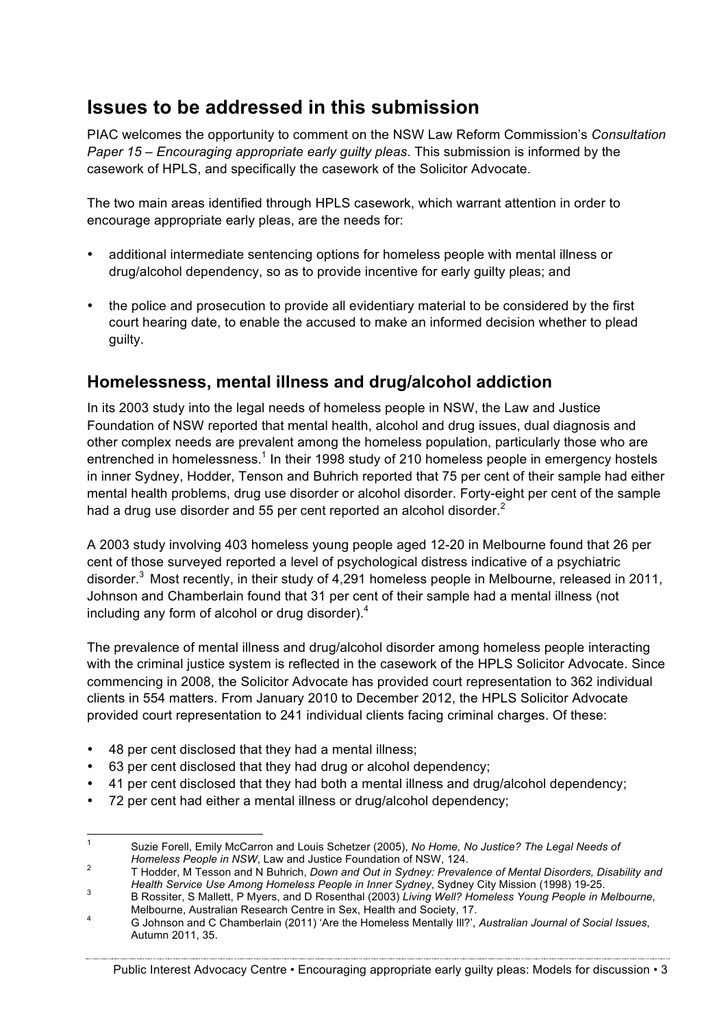## Issues to be addressed in this submission

PIAC welcomes the opportunity to comment on the NSW Law Reform Commission's *Consultation Paper 15 – Encouraging appropriate early guilty pleas*. This submission is informed by the casework of HPLS, and specifically the casework of the Solicitor Advocate.

The two main areas identified through HPLS casework, which warrant attention in order to encourage appropriate early pleas, are the needs for:

- additional intermediate sentencing options for homeless people with mental illness or drug/alcohol dependency, so as to provide incentive for early guilty pleas; and
- the police and prosecution to provide all evidentiary material to be considered by the first court hearing date, to enable the accused to make an informed decision whether to plead guilty.

### Homelessness, mental illness and drug/alcohol addiction

In its 2003 study into the legal needs of homeless people in NSW, the Law and Justice Foundation of NSW reported that mental health, alcohol and drug issues, dual diagnosis and other complex needs are prevalent among the homeless population, particularly those who are entrenched in homelessness.[1] In their 1998 study of 210 homeless people in emergency hostels in inner Sydney, Hodder, Tenson and Buhrich reported that 75 per cent of their sample had either mental health problems, drug use disorder or alcohol disorder. Forty-eight per cent of the sample had a drug use disorder and 55 per cent reported an alcohol disorder.[2]

A 2003 study involving 403 homeless young people aged 12-20 in Melbourne found that 26 per cent of those surveyed reported a level of psychological distress indicative of a psychiatric disorder.[3] Most recently, in their study of 4,291 homeless people in Melbourne, released in 2011, Johnson and Chamberlain found that 31 per cent of their sample had a mental illness (not including any form of alcohol or drug disorder).[4]

The prevalence of mental illness and drug/alcohol disorder among homeless people interacting with the criminal justice system is reflected in the casework of the HPLS Solicitor Advocate. Since commencing in 2008, the Solicitor Advocate has provided court representation to 362 individual clients in 554 matters. From January 2010 to December 2012, the HPLS Solicitor Advocate provided court representation to 241 individual clients facing criminal charges. Of these:

- 48 per cent disclosed that they had a mental illness;
- 63 per cent disclosed that they had drug or alcohol dependency;
- 41 per cent disclosed that they had both a mental illness and drug/alcohol dependency;
- 72 per cent had either a mental illness or drug/alcohol dependency;

---

[1] Suzie Forell, Emily McCarron and Louis Schetzer (2005), *No Home, No Justice? The Legal Needs of Homeless People in NSW*, Law and Justice Foundation of NSW, 124.

[2] T Hodder, M Tesson and N Buhrich, *Down and Out in Sydney: Prevalence of Mental Disorders, Disability and Health Service Use Among Homeless People in Inner Sydney*, Sydney City Mission (1998) 19-25.

[3] B Rossiter, S Mallett, P Myers, and D Rosenthal (2003) *Living Well? Homeless Young People in Melbourne*, Melbourne, Australian Research Centre in Sex, Health and Society, 17.

[4] G Johnson and C Chamberlain (2011) 'Are the Homeless Mentally Ill?', *Australian Journal of Social Issues*, Autumn 2011, 35.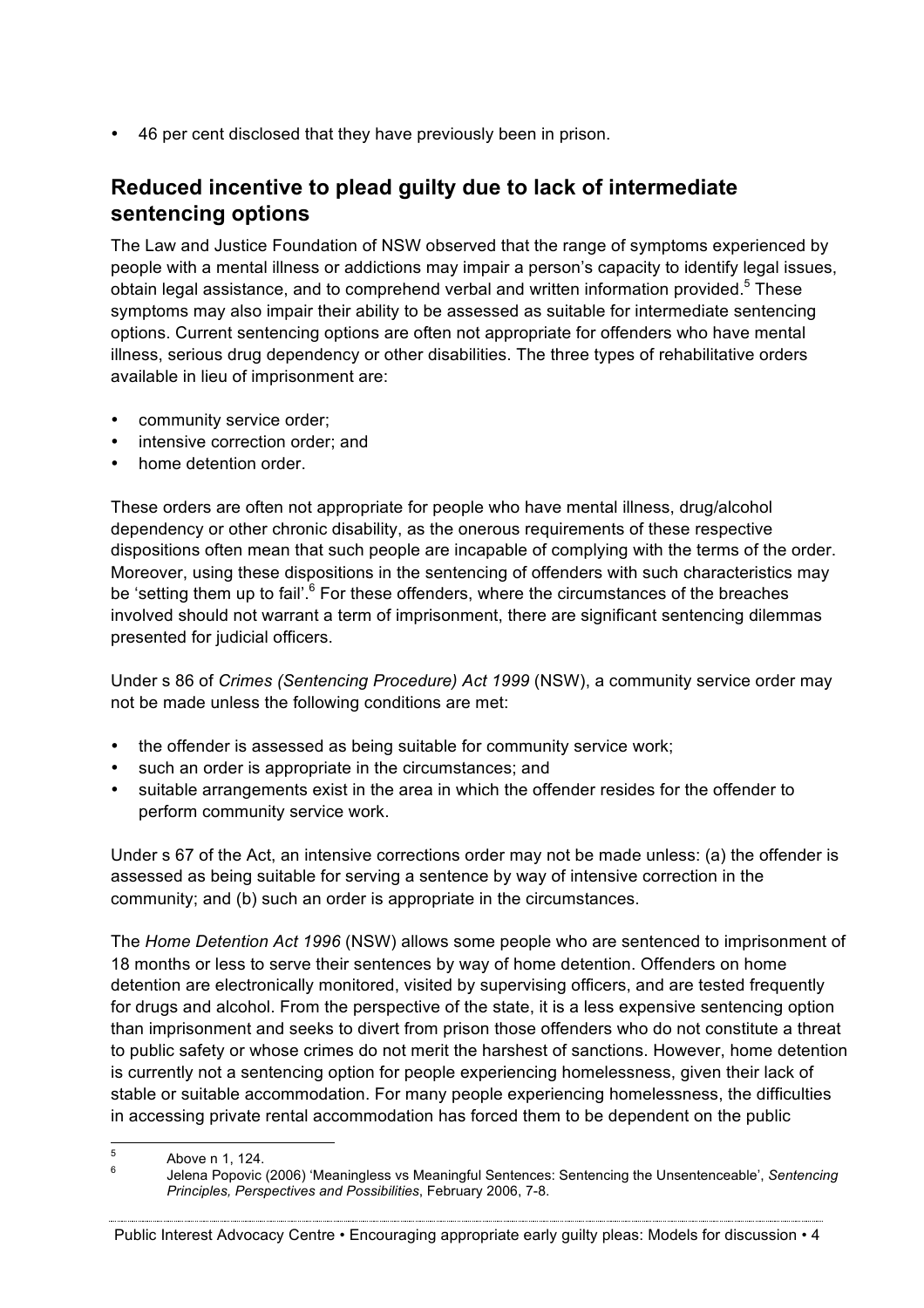- 46 per cent disclosed that they have previously been in prison.

## Reduced incentive to plead guilty due to lack of intermediate sentencing options

The Law and Justice Foundation of NSW observed that the range of symptoms experienced by people with a mental illness or addictions may impair a person's capacity to identify legal issues, obtain legal assistance, and to comprehend verbal and written information provided.[5] These symptoms may also impair their ability to be assessed as suitable for intermediate sentencing options. Current sentencing options are often not appropriate for offenders who have mental illness, serious drug dependency or other disabilities. The three types of rehabilitative orders available in lieu of imprisonment are:

- community service order;
- intensive correction order; and
- home detention order.

These orders are often not appropriate for people who have mental illness, drug/alcohol dependency or other chronic disability, as the onerous requirements of these respective dispositions often mean that such people are incapable of complying with the terms of the order. Moreover, using these dispositions in the sentencing of offenders with such characteristics may be 'setting them up to fail'.[6] For these offenders, where the circumstances of the breaches involved should not warrant a term of imprisonment, there are significant sentencing dilemmas presented for judicial officers.

Under s 86 of *Crimes (Sentencing Procedure) Act 1999* (NSW), a community service order may not be made unless the following conditions are met:

- the offender is assessed as being suitable for community service work;
- such an order is appropriate in the circumstances; and
- suitable arrangements exist in the area in which the offender resides for the offender to perform community service work.

Under s 67 of the Act, an intensive corrections order may not be made unless: (a) the offender is assessed as being suitable for serving a sentence by way of intensive correction in the community; and (b) such an order is appropriate in the circumstances.

The *Home Detention Act 1996* (NSW) allows some people who are sentenced to imprisonment of 18 months or less to serve their sentences by way of home detention. Offenders on home detention are electronically monitored, visited by supervising officers, and are tested frequently for drugs and alcohol. From the perspective of the state, it is a less expensive sentencing option than imprisonment and seeks to divert from prison those offenders who do not constitute a threat to public safety or whose crimes do not merit the harshest of sanctions. However, home detention is currently not a sentencing option for people experiencing homelessness, given their lack of stable or suitable accommodation. For many people experiencing homelessness, the difficulties in accessing private rental accommodation has forced them to be dependent on the public

[5] Above n 1, 124.

[6] Jelena Popovic (2006) 'Meaningless vs Meaningful Sentences: Sentencing the Unsentenceable', *Sentencing Principles, Perspectives and Possibilities*, February 2006, 7-8.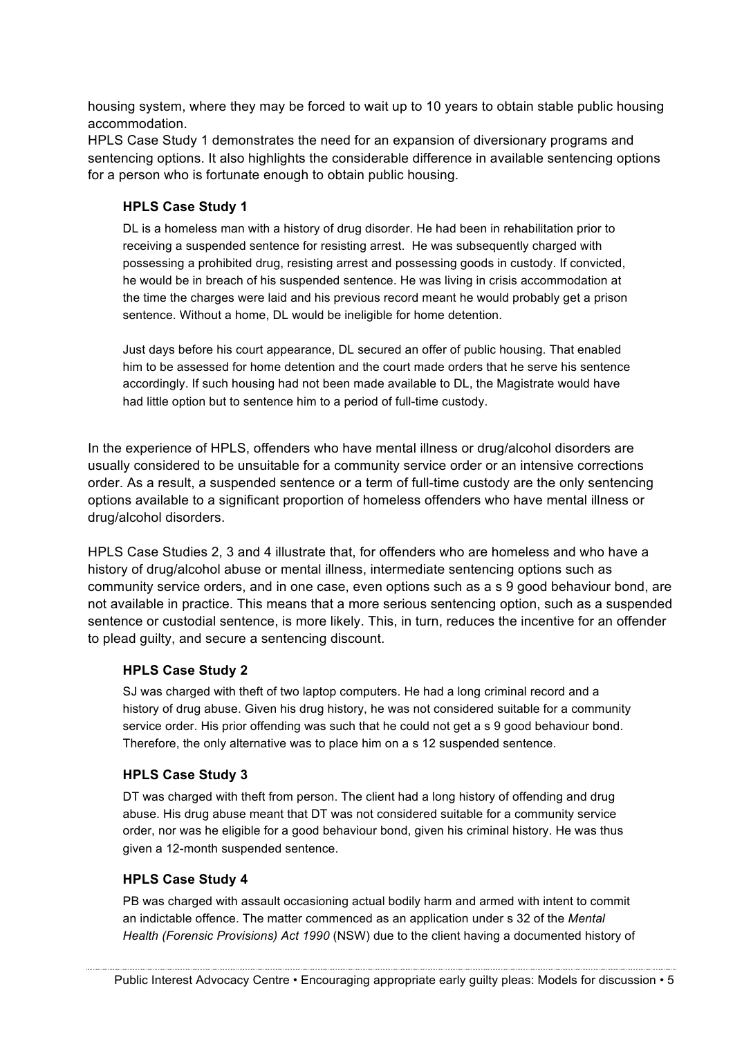housing system, where they may be forced to wait up to 10 years to obtain stable public housing accommodation.

HPLS Case Study 1 demonstrates the need for an expansion of diversionary programs and sentencing options. It also highlights the considerable difference in available sentencing options for a person who is fortunate enough to obtain public housing.

### HPLS Case Study 1

DL is a homeless man with a history of drug disorder. He had been in rehabilitation prior to receiving a suspended sentence for resisting arrest. He was subsequently charged with possessing a prohibited drug, resisting arrest and possessing goods in custody. If convicted, he would be in breach of his suspended sentence. He was living in crisis accommodation at the time the charges were laid and his previous record meant he would probably get a prison sentence. Without a home, DL would be ineligible for home detention.

Just days before his court appearance, DL secured an offer of public housing. That enabled him to be assessed for home detention and the court made orders that he serve his sentence accordingly. If such housing had not been made available to DL, the Magistrate would have had little option but to sentence him to a period of full-time custody.

In the experience of HPLS, offenders who have mental illness or drug/alcohol disorders are usually considered to be unsuitable for a community service order or an intensive corrections order. As a result, a suspended sentence or a term of full-time custody are the only sentencing options available to a significant proportion of homeless offenders who have mental illness or drug/alcohol disorders.

HPLS Case Studies 2, 3 and 4 illustrate that, for offenders who are homeless and who have a history of drug/alcohol abuse or mental illness, intermediate sentencing options such as community service orders, and in one case, even options such as a s 9 good behaviour bond, are not available in practice. This means that a more serious sentencing option, such as a suspended sentence or custodial sentence, is more likely. This, in turn, reduces the incentive for an offender to plead guilty, and secure a sentencing discount.

### HPLS Case Study 2

SJ was charged with theft of two laptop computers. He had a long criminal record and a history of drug abuse. Given his drug history, he was not considered suitable for a community service order. His prior offending was such that he could not get a s 9 good behaviour bond. Therefore, the only alternative was to place him on a s 12 suspended sentence.

### HPLS Case Study 3

DT was charged with theft from person. The client had a long history of offending and drug abuse. His drug abuse meant that DT was not considered suitable for a community service order, nor was he eligible for a good behaviour bond, given his criminal history. He was thus given a 12-month suspended sentence.

### HPLS Case Study 4

PB was charged with assault occasioning actual bodily harm and armed with intent to commit an indictable offence. The matter commenced as an application under s 32 of the *Mental Health (Forensic Provisions) Act 1990* (NSW) due to the client having a documented history of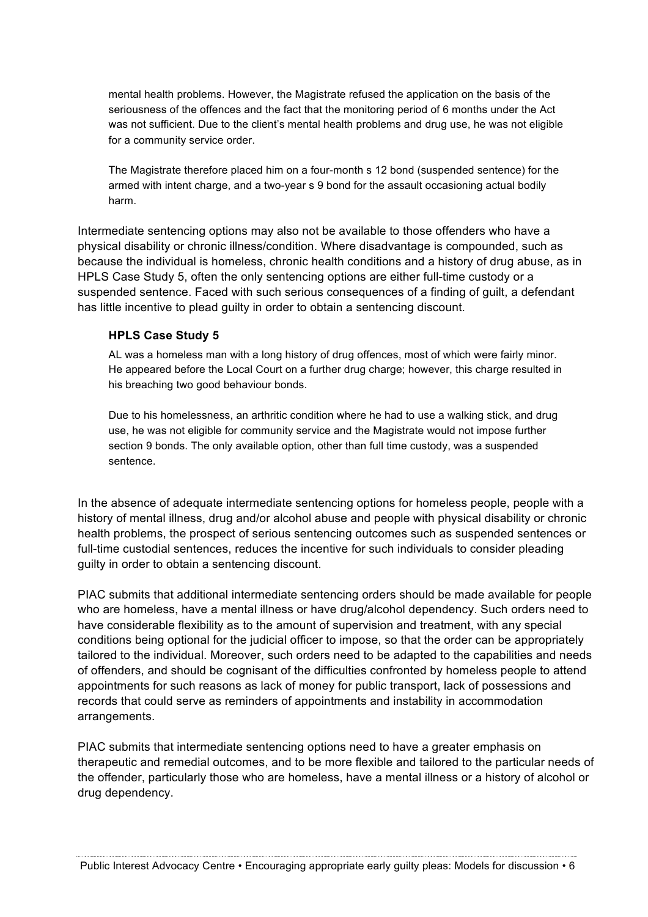mental health problems. However, the Magistrate refused the application on the basis of the seriousness of the offences and the fact that the monitoring period of 6 months under the Act was not sufficient. Due to the client's mental health problems and drug use, he was not eligible for a community service order.

The Magistrate therefore placed him on a four-month s 12 bond (suspended sentence) for the armed with intent charge, and a two-year s 9 bond for the assault occasioning actual bodily harm.

Intermediate sentencing options may also not be available to those offenders who have a physical disability or chronic illness/condition. Where disadvantage is compounded, such as because the individual is homeless, chronic health conditions and a history of drug abuse, as in HPLS Case Study 5, often the only sentencing options are either full-time custody or a suspended sentence. Faced with such serious consequences of a finding of guilt, a defendant has little incentive to plead guilty in order to obtain a sentencing discount.

### HPLS Case Study 5

AL was a homeless man with a long history of drug offences, most of which were fairly minor. He appeared before the Local Court on a further drug charge; however, this charge resulted in his breaching two good behaviour bonds.

Due to his homelessness, an arthritic condition where he had to use a walking stick, and drug use, he was not eligible for community service and the Magistrate would not impose further section 9 bonds. The only available option, other than full time custody, was a suspended sentence.

In the absence of adequate intermediate sentencing options for homeless people, people with a history of mental illness, drug and/or alcohol abuse and people with physical disability or chronic health problems, the prospect of serious sentencing outcomes such as suspended sentences or full-time custodial sentences, reduces the incentive for such individuals to consider pleading guilty in order to obtain a sentencing discount.

PIAC submits that additional intermediate sentencing orders should be made available for people who are homeless, have a mental illness or have drug/alcohol dependency. Such orders need to have considerable flexibility as to the amount of supervision and treatment, with any special conditions being optional for the judicial officer to impose, so that the order can be appropriately tailored to the individual. Moreover, such orders need to be adapted to the capabilities and needs of offenders, and should be cognisant of the difficulties confronted by homeless people to attend appointments for such reasons as lack of money for public transport, lack of possessions and records that could serve as reminders of appointments and instability in accommodation arrangements.

PIAC submits that intermediate sentencing options need to have a greater emphasis on therapeutic and remedial outcomes, and to be more flexible and tailored to the particular needs of the offender, particularly those who are homeless, have a mental illness or a history of alcohol or drug dependency.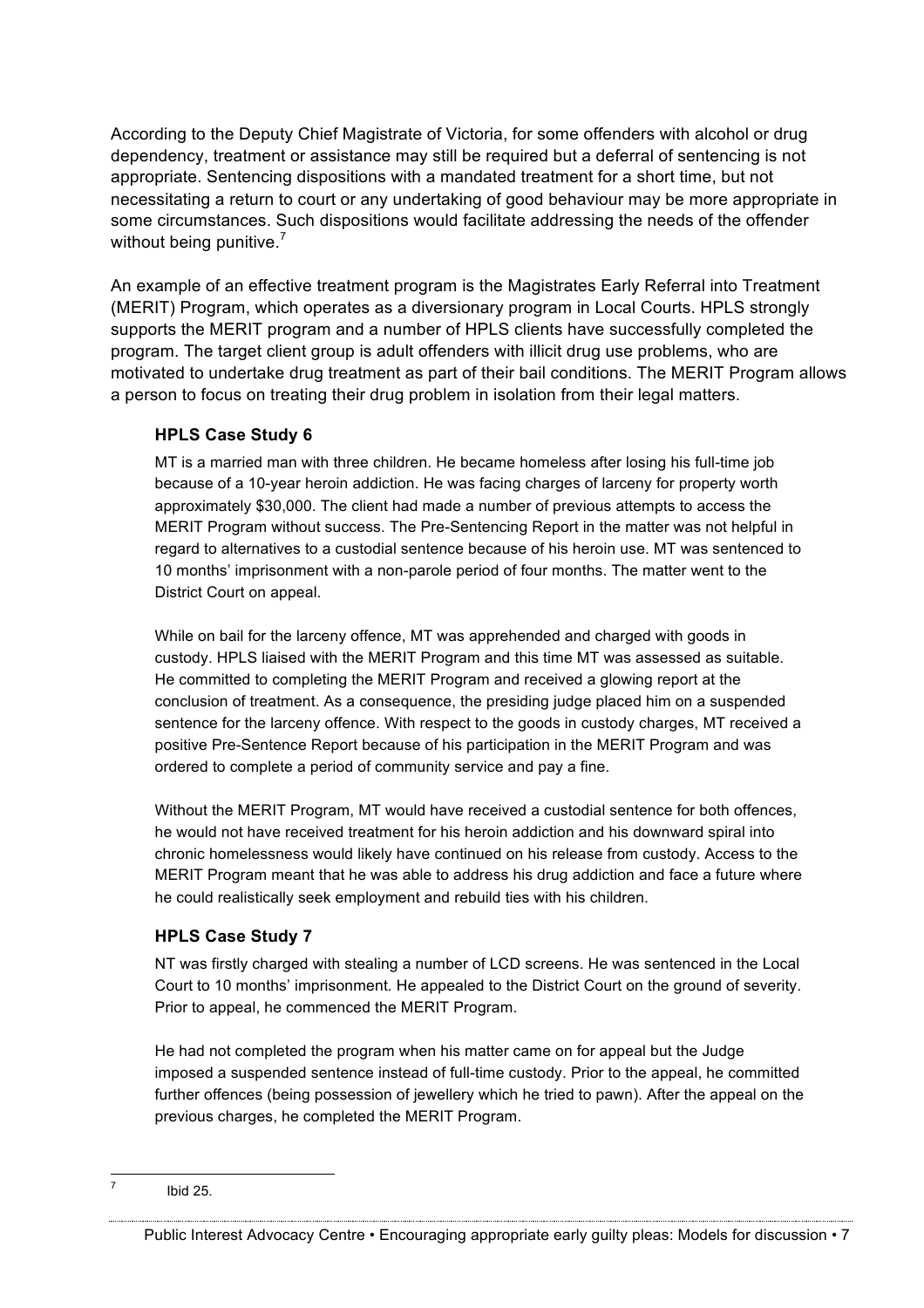According to the Deputy Chief Magistrate of Victoria, for some offenders with alcohol or drug dependency, treatment or assistance may still be required but a deferral of sentencing is not appropriate. Sentencing dispositions with a mandated treatment for a short time, but not necessitating a return to court or any undertaking of good behaviour may be more appropriate in some circumstances. Such dispositions would facilitate addressing the needs of the offender without being punitive.[7]

An example of an effective treatment program is the Magistrates Early Referral into Treatment (MERIT) Program, which operates as a diversionary program in Local Courts. HPLS strongly supports the MERIT program and a number of HPLS clients have successfully completed the program. The target client group is adult offenders with illicit drug use problems, who are motivated to undertake drug treatment as part of their bail conditions. The MERIT Program allows a person to focus on treating their drug problem in isolation from their legal matters.

### HPLS Case Study 6

MT is a married man with three children. He became homeless after losing his full-time job because of a 10-year heroin addiction. He was facing charges of larceny for property worth approximately $30,000. The client had made a number of previous attempts to access the MERIT Program without success. The Pre-Sentencing Report in the matter was not helpful in regard to alternatives to a custodial sentence because of his heroin use. MT was sentenced to 10 months' imprisonment with a non-parole period of four months. The matter went to the District Court on appeal.

While on bail for the larceny offence, MT was apprehended and charged with goods in custody. HPLS liaised with the MERIT Program and this time MT was assessed as suitable. He committed to completing the MERIT Program and received a glowing report at the conclusion of treatment. As a consequence, the presiding judge placed him on a suspended sentence for the larceny offence. With respect to the goods in custody charges, MT received a positive Pre-Sentence Report because of his participation in the MERIT Program and was ordered to complete a period of community service and pay a fine.

Without the MERIT Program, MT would have received a custodial sentence for both offences, he would not have received treatment for his heroin addiction and his downward spiral into chronic homelessness would likely have continued on his release from custody. Access to the MERIT Program meant that he was able to address his drug addiction and face a future where he could realistically seek employment and rebuild ties with his children.

### HPLS Case Study 7

NT was firstly charged with stealing a number of LCD screens. He was sentenced in the Local Court to 10 months' imprisonment. He appealed to the District Court on the ground of severity. Prior to appeal, he commenced the MERIT Program.

He had not completed the program when his matter came on for appeal but the Judge imposed a suspended sentence instead of full-time custody. Prior to the appeal, he committed further offences (being possession of jewellery which he tried to pawn). After the appeal on the previous charges, he completed the MERIT Program.

---

[7] Ibid 25.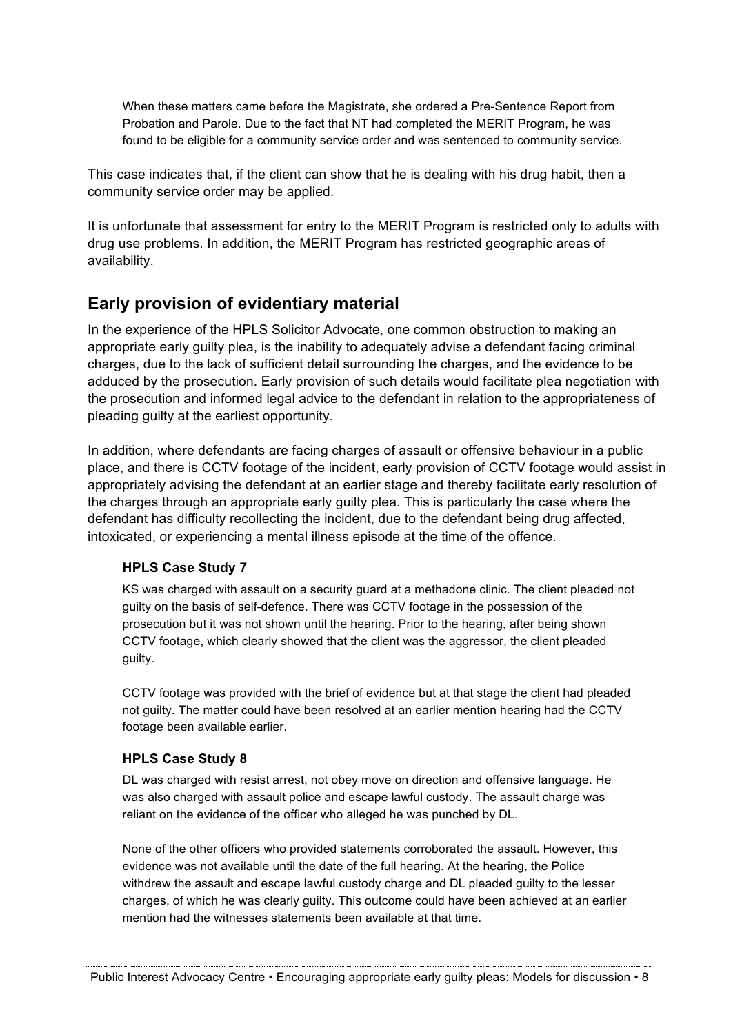When these matters came before the Magistrate, she ordered a Pre-Sentence Report from Probation and Parole. Due to the fact that NT had completed the MERIT Program, he was found to be eligible for a community service order and was sentenced to community service.

This case indicates that, if the client can show that he is dealing with his drug habit, then a community service order may be applied.

It is unfortunate that assessment for entry to the MERIT Program is restricted only to adults with drug use problems. In addition, the MERIT Program has restricted geographic areas of availability.

## Early provision of evidentiary material

In the experience of the HPLS Solicitor Advocate, one common obstruction to making an appropriate early guilty plea, is the inability to adequately advise a defendant facing criminal charges, due to the lack of sufficient detail surrounding the charges, and the evidence to be adduced by the prosecution. Early provision of such details would facilitate plea negotiation with the prosecution and informed legal advice to the defendant in relation to the appropriateness of pleading guilty at the earliest opportunity.

In addition, where defendants are facing charges of assault or offensive behaviour in a public place, and there is CCTV footage of the incident, early provision of CCTV footage would assist in appropriately advising the defendant at an earlier stage and thereby facilitate early resolution of the charges through an appropriate early guilty plea. This is particularly the case where the defendant has difficulty recollecting the incident, due to the defendant being drug affected, intoxicated, or experiencing a mental illness episode at the time of the offence.

### HPLS Case Study 7

KS was charged with assault on a security guard at a methadone clinic. The client pleaded not guilty on the basis of self-defence. There was CCTV footage in the possession of the prosecution but it was not shown until the hearing. Prior to the hearing, after being shown CCTV footage, which clearly showed that the client was the aggressor, the client pleaded guilty.

CCTV footage was provided with the brief of evidence but at that stage the client had pleaded not guilty. The matter could have been resolved at an earlier mention hearing had the CCTV footage been available earlier.

### HPLS Case Study 8

DL was charged with resist arrest, not obey move on direction and offensive language. He was also charged with assault police and escape lawful custody. The assault charge was reliant on the evidence of the officer who alleged he was punched by DL.

None of the other officers who provided statements corroborated the assault. However, this evidence was not available until the date of the full hearing. At the hearing, the Police withdrew the assault and escape lawful custody charge and DL pleaded guilty to the lesser charges, of which he was clearly guilty. This outcome could have been achieved at an earlier mention had the witnesses statements been available at that time.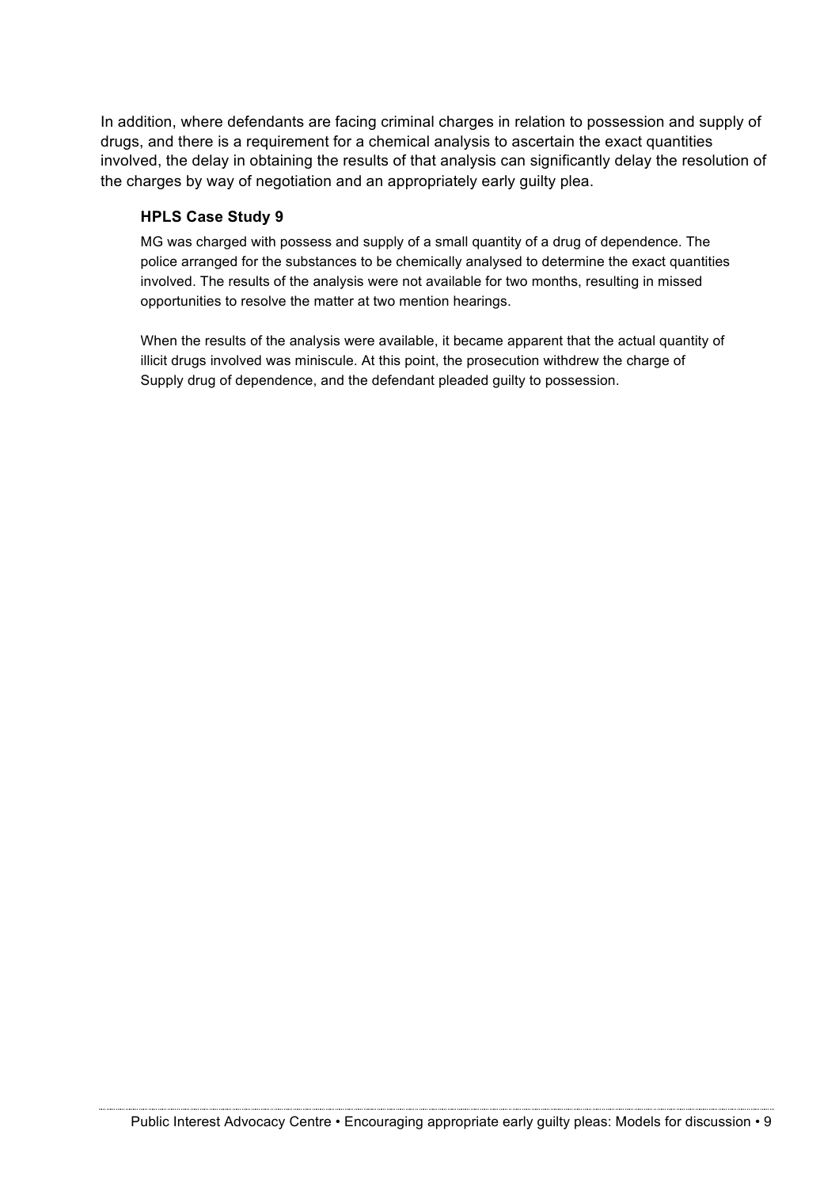In addition, where defendants are facing criminal charges in relation to possession and supply of drugs, and there is a requirement for a chemical analysis to ascertain the exact quantities involved, the delay in obtaining the results of that analysis can significantly delay the resolution of the charges by way of negotiation and an appropriately early guilty plea.

### HPLS Case Study 9

MG was charged with possess and supply of a small quantity of a drug of dependence. The police arranged for the substances to be chemically analysed to determine the exact quantities involved. The results of the analysis were not available for two months, resulting in missed opportunities to resolve the matter at two mention hearings.

When the results of the analysis were available, it became apparent that the actual quantity of illicit drugs involved was miniscule. At this point, the prosecution withdrew the charge of Supply drug of dependence, and the defendant pleaded guilty to possession.